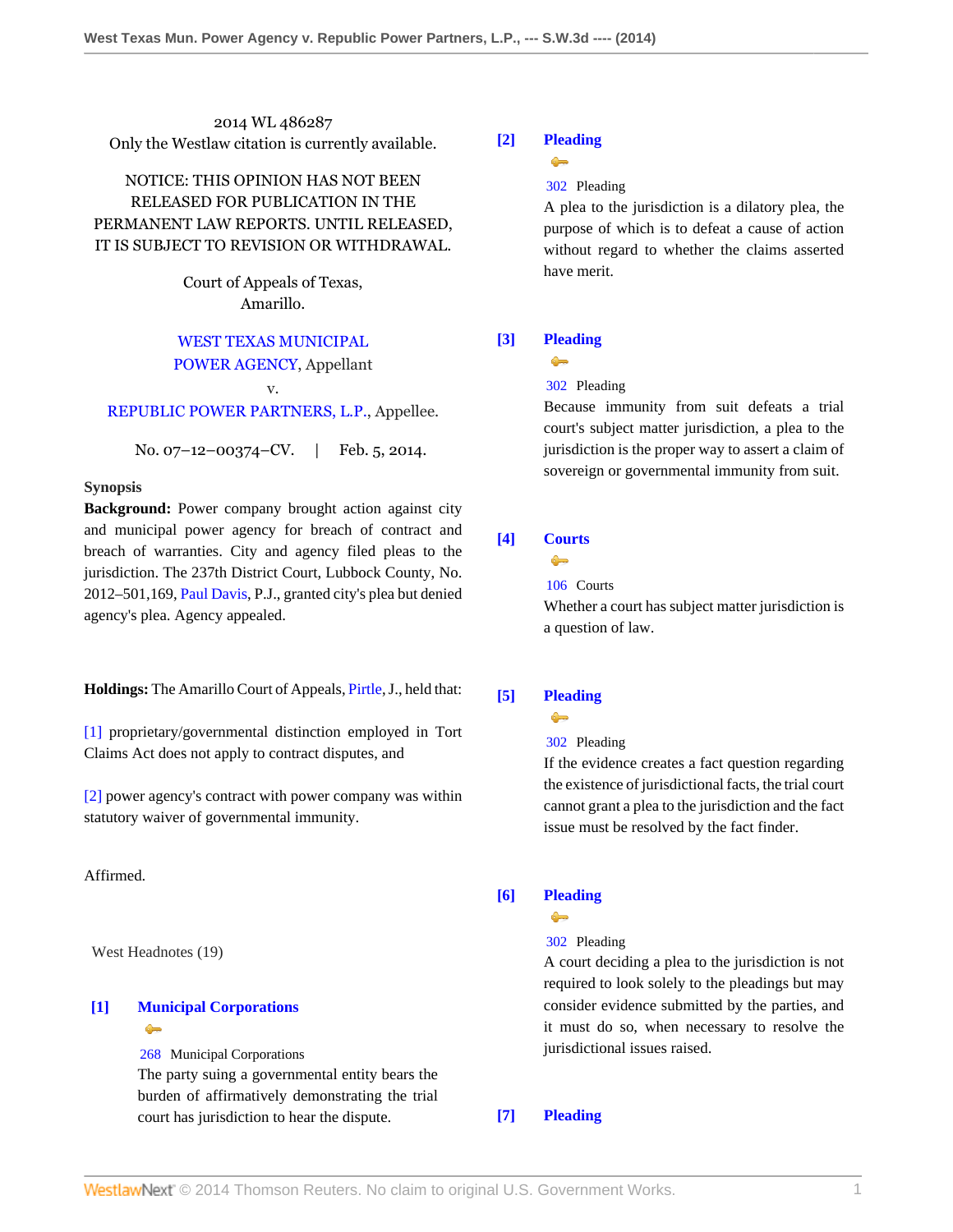2014 WL 486287
Only the Westlaw citation is currently available.

NOTICE: THIS OPINION HAS NOT BEEN RELEASED FOR PUBLICATION IN THE PERMANENT LAW REPORTS. UNTIL RELEASED, IT IS SUBJECT TO REVISION OR WITHDRAWAL.

Court of Appeals of Texas,
Amarillo.

WEST TEXAS MUNICIPAL POWER AGENCY, Appellant
v.
REPUBLIC POWER PARTNERS, L.P., Appellee.

No. 07–12–00374–CV. | Feb. 5, 2014.

**Synopsis**

**Background:** Power company brought action against city and municipal power agency for breach of contract and breach of warranties. City and agency filed pleas to the jurisdiction. The 237th District Court, Lubbock County, No. 2012–501,169, Paul Davis, P.J., granted city's plea but denied agency's plea. Agency appealed.

**Holdings:** The Amarillo Court of Appeals, Pirtle, J., held that:

[1] proprietary/governmental distinction employed in Tort Claims Act does not apply to contract disputes, and

[2] power agency's contract with power company was within statutory waiver of governmental immunity.

Affirmed.

West Headnotes (19)

**[1] Municipal Corporations**

268 Municipal Corporations

The party suing a governmental entity bears the burden of affirmatively demonstrating the trial court has jurisdiction to hear the dispute.

**[2] Pleading**

302 Pleading

A plea to the jurisdiction is a dilatory plea, the purpose of which is to defeat a cause of action without regard to whether the claims asserted have merit.

**[3] Pleading**

302 Pleading

Because immunity from suit defeats a trial court's subject matter jurisdiction, a plea to the jurisdiction is the proper way to assert a claim of sovereign or governmental immunity from suit.

**[4] Courts**

106 Courts

Whether a court has subject matter jurisdiction is a question of law.

**[5] Pleading**

302 Pleading

If the evidence creates a fact question regarding the existence of jurisdictional facts, the trial court cannot grant a plea to the jurisdiction and the fact issue must be resolved by the fact finder.

**[6] Pleading**

302 Pleading

A court deciding a plea to the jurisdiction is not required to look solely to the pleadings but may consider evidence submitted by the parties, and it must do so, when necessary to resolve the jurisdictional issues raised.

**[7] Pleading**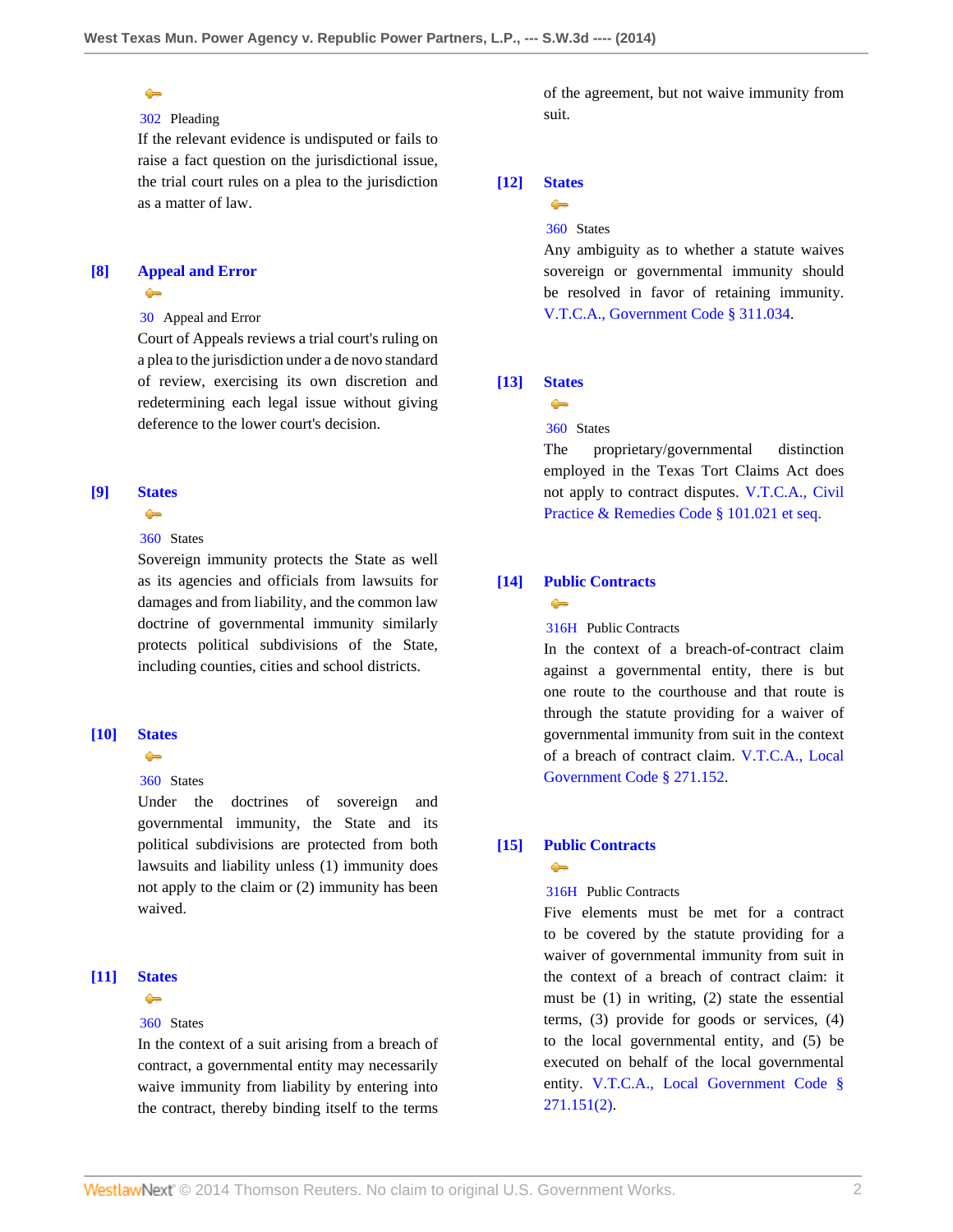302 Pleading

If the relevant evidence is undisputed or fails to raise a fact question on the jurisdictional issue, the trial court rules on a plea to the jurisdiction as a matter of law.

**[8] Appeal and Error**

30 Appeal and Error

Court of Appeals reviews a trial court's ruling on a plea to the jurisdiction under a de novo standard of review, exercising its own discretion and redetermining each legal issue without giving deference to the lower court's decision.

**[9] States**

360 States

Sovereign immunity protects the State as well as its agencies and officials from lawsuits for damages and from liability, and the common law doctrine of governmental immunity similarly protects political subdivisions of the State, including counties, cities and school districts.

**[10] States**

360 States

Under the doctrines of sovereign and governmental immunity, the State and its political subdivisions are protected from both lawsuits and liability unless (1) immunity does not apply to the claim or (2) immunity has been waived.

**[11] States**

360 States

In the context of a suit arising from a breach of contract, a governmental entity may necessarily waive immunity from liability by entering into the contract, thereby binding itself to the terms of the agreement, but not waive immunity from suit.

**[12] States**

360 States

Any ambiguity as to whether a statute waives sovereign or governmental immunity should be resolved in favor of retaining immunity. V.T.C.A., Government Code § 311.034.

**[13] States**

360 States

The proprietary/governmental distinction employed in the Texas Tort Claims Act does not apply to contract disputes. V.T.C.A., Civil Practice & Remedies Code § 101.021 et seq.

**[14] Public Contracts**

316H Public Contracts

In the context of a breach-of-contract claim against a governmental entity, there is but one route to the courthouse and that route is through the statute providing for a waiver of governmental immunity from suit in the context of a breach of contract claim. V.T.C.A., Local Government Code § 271.152.

**[15] Public Contracts**

316H Public Contracts

Five elements must be met for a contract to be covered by the statute providing for a waiver of governmental immunity from suit in the context of a breach of contract claim: it must be (1) in writing, (2) state the essential terms, (3) provide for goods or services, (4) to the local governmental entity, and (5) be executed on behalf of the local governmental entity. V.T.C.A., Local Government Code § 271.151(2).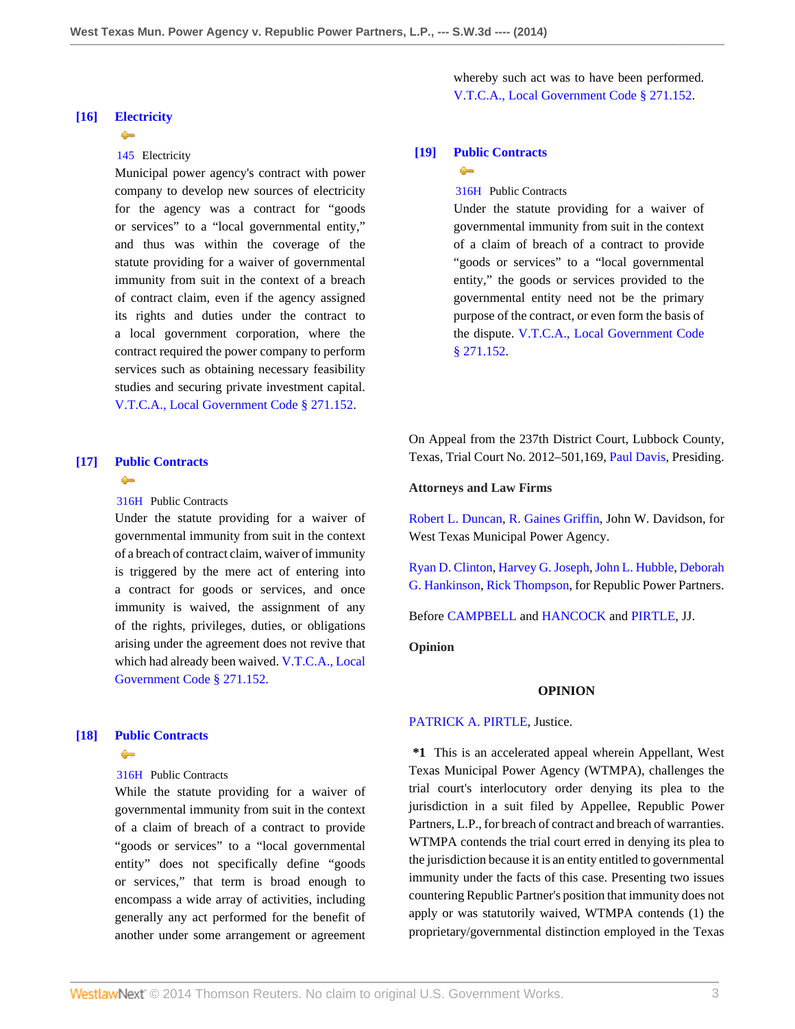**[16]** **Electricity**

145 Electricity

Municipal power agency's contract with power company to develop new sources of electricity for the agency was a contract for "goods or services" to a "local governmental entity," and thus was within the coverage of the statute providing for a waiver of governmental immunity from suit in the context of a breach of contract claim, even if the agency assigned its rights and duties under the contract to a local government corporation, where the contract required the power company to perform services such as obtaining necessary feasibility studies and securing private investment capital. V.T.C.A., Local Government Code § 271.152.

**[17]** **Public Contracts**

316H Public Contracts

Under the statute providing for a waiver of governmental immunity from suit in the context of a breach of contract claim, waiver of immunity is triggered by the mere act of entering into a contract for goods or services, and once immunity is waived, the assignment of any of the rights, privileges, duties, or obligations arising under the agreement does not revive that which had already been waived. V.T.C.A., Local Government Code § 271.152.

**[18]** **Public Contracts**

316H Public Contracts

While the statute providing for a waiver of governmental immunity from suit in the context of a claim of breach of a contract to provide "goods or services" to a "local governmental entity" does not specifically define "goods or services," that term is broad enough to encompass a wide array of activities, including generally any act performed for the benefit of another under some arrangement or agreement whereby such act was to have been performed. V.T.C.A., Local Government Code § 271.152.

**[19]** **Public Contracts**

316H Public Contracts

Under the statute providing for a waiver of governmental immunity from suit in the context of a claim of breach of a contract to provide "goods or services" to a "local governmental entity," the goods or services provided to the governmental entity need not be the primary purpose of the contract, or even form the basis of the dispute. V.T.C.A., Local Government Code § 271.152.

On Appeal from the 237th District Court, Lubbock County, Texas, Trial Court No. 2012–501,169, Paul Davis, Presiding.

**Attorneys and Law Firms**

Robert L. Duncan, R. Gaines Griffin, John W. Davidson, for West Texas Municipal Power Agency.

Ryan D. Clinton, Harvey G. Joseph, John L. Hubble, Deborah G. Hankinson, Rick Thompson, for Republic Power Partners.

Before CAMPBELL and HANCOCK and PIRTLE, JJ.

**Opinion**

**OPINION**

PATRICK A. PIRTLE, Justice.

**\*1** This is an accelerated appeal wherein Appellant, West Texas Municipal Power Agency (WTMPA), challenges the trial court's interlocutory order denying its plea to the jurisdiction in a suit filed by Appellee, Republic Power Partners, L.P., for breach of contract and breach of warranties. WTMPA contends the trial court erred in denying its plea to the jurisdiction because it is an entity entitled to governmental immunity under the facts of this case. Presenting two issues countering Republic Partner's position that immunity does not apply or was statutorily waived, WTMPA contends (1) the proprietary/governmental distinction employed in the Texas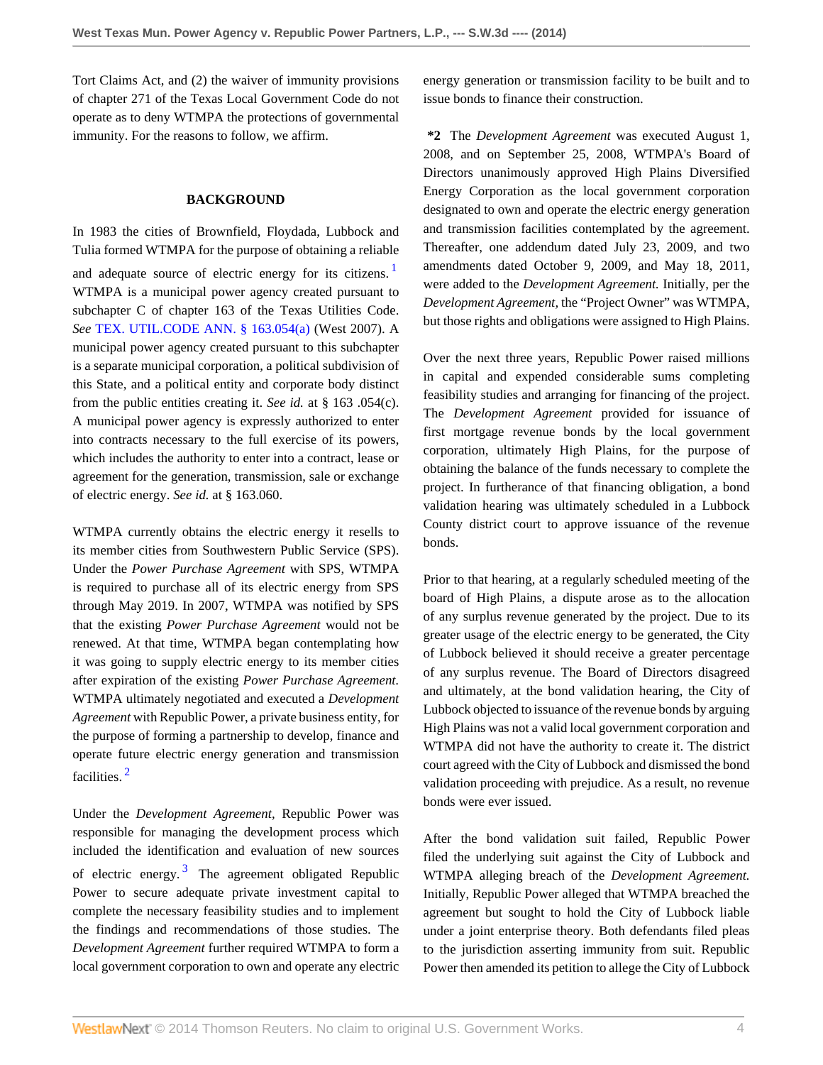Tort Claims Act, and (2) the waiver of immunity provisions of chapter 271 of the Texas Local Government Code do not operate as to deny WTMPA the protections of governmental immunity. For the reasons to follow, we affirm.

## BACKGROUND

In 1983 the cities of Brownfield, Floydada, Lubbock and Tulia formed WTMPA for the purpose of obtaining a reliable and adequate source of electric energy for its citizens.[1] WTMPA is a municipal power agency created pursuant to subchapter C of chapter 163 of the Texas Utilities Code. *See* TEX. UTIL.CODE ANN. § 163.054(a) (West 2007). A municipal power agency created pursuant to this subchapter is a separate municipal corporation, a political subdivision of this State, and a political entity and corporate body distinct from the public entities creating it. *See id.* at § 163 .054(c). A municipal power agency is expressly authorized to enter into contracts necessary to the full exercise of its powers, which includes the authority to enter into a contract, lease or agreement for the generation, transmission, sale or exchange of electric energy. *See id.* at § 163.060.

WTMPA currently obtains the electric energy it resells to its member cities from Southwestern Public Service (SPS). Under the *Power Purchase Agreement* with SPS, WTMPA is required to purchase all of its electric energy from SPS through May 2019. In 2007, WTMPA was notified by SPS that the existing *Power Purchase Agreement* would not be renewed. At that time, WTMPA began contemplating how it was going to supply electric energy to its member cities after expiration of the existing *Power Purchase Agreement.* WTMPA ultimately negotiated and executed a *Development Agreement* with Republic Power, a private business entity, for the purpose of forming a partnership to develop, finance and operate future electric energy generation and transmission facilities.[2]

Under the *Development Agreement,* Republic Power was responsible for managing the development process which included the identification and evaluation of new sources of electric energy.[3] The agreement obligated Republic Power to secure adequate private investment capital to complete the necessary feasibility studies and to implement the findings and recommendations of those studies. The *Development Agreement* further required WTMPA to form a local government corporation to own and operate any electric energy generation or transmission facility to be built and to issue bonds to finance their construction.

**\*2** The *Development Agreement* was executed August 1, 2008, and on September 25, 2008, WTMPA's Board of Directors unanimously approved High Plains Diversified Energy Corporation as the local government corporation designated to own and operate the electric energy generation and transmission facilities contemplated by the agreement. Thereafter, one addendum dated July 23, 2009, and two amendments dated October 9, 2009, and May 18, 2011, were added to the *Development Agreement.* Initially, per the *Development Agreement,* the "Project Owner" was WTMPA, but those rights and obligations were assigned to High Plains.

Over the next three years, Republic Power raised millions in capital and expended considerable sums completing feasibility studies and arranging for financing of the project. The *Development Agreement* provided for issuance of first mortgage revenue bonds by the local government corporation, ultimately High Plains, for the purpose of obtaining the balance of the funds necessary to complete the project. In furtherance of that financing obligation, a bond validation hearing was ultimately scheduled in a Lubbock County district court to approve issuance of the revenue bonds.

Prior to that hearing, at a regularly scheduled meeting of the board of High Plains, a dispute arose as to the allocation of any surplus revenue generated by the project. Due to its greater usage of the electric energy to be generated, the City of Lubbock believed it should receive a greater percentage of any surplus revenue. The Board of Directors disagreed and ultimately, at the bond validation hearing, the City of Lubbock objected to issuance of the revenue bonds by arguing High Plains was not a valid local government corporation and WTMPA did not have the authority to create it. The district court agreed with the City of Lubbock and dismissed the bond validation proceeding with prejudice. As a result, no revenue bonds were ever issued.

After the bond validation suit failed, Republic Power filed the underlying suit against the City of Lubbock and WTMPA alleging breach of the *Development Agreement.* Initially, Republic Power alleged that WTMPA breached the agreement but sought to hold the City of Lubbock liable under a joint enterprise theory. Both defendants filed pleas to the jurisdiction asserting immunity from suit. Republic Power then amended its petition to allege the City of Lubbock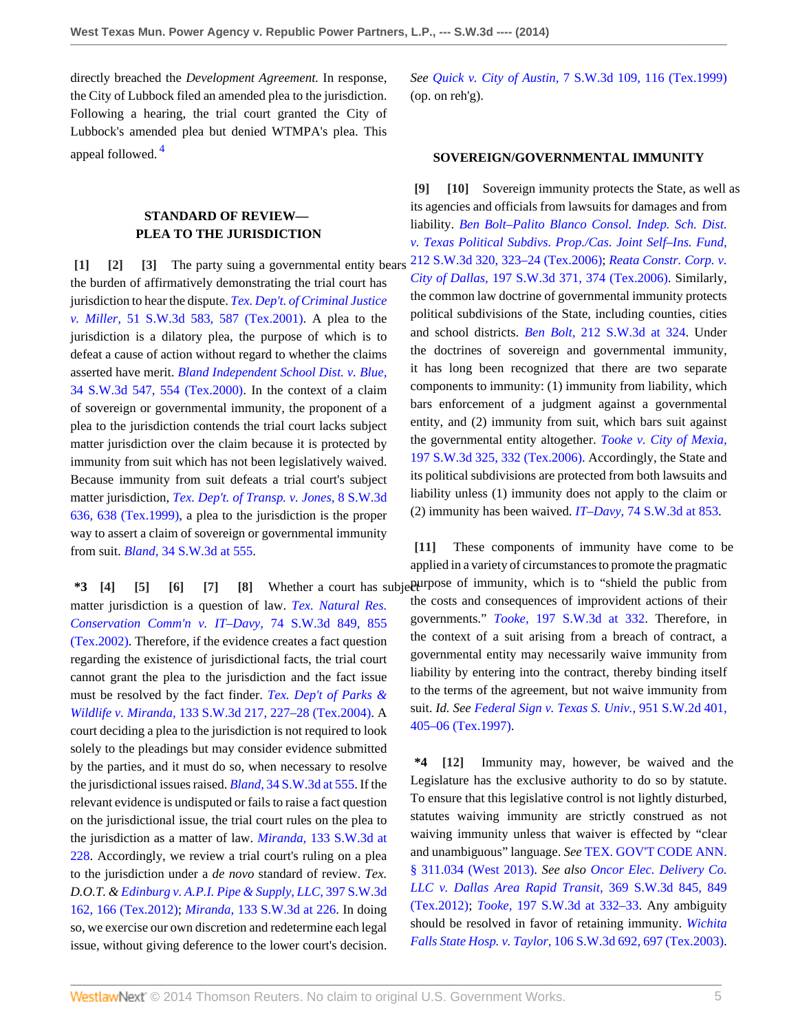directly breached the *Development Agreement.* In response, the City of Lubbock filed an amended plea to the jurisdiction. Following a hearing, the trial court granted the City of Lubbock's amended plea but denied WTMPA's plea. This appeal followed. [4]

## STANDARD OF REVIEW—PLEA TO THE JURISDICTION

**[1] [2] [3]** The party suing a governmental entity bears the burden of affirmatively demonstrating the trial court has jurisdiction to hear the dispute. *Tex. Dep't. of Criminal Justice v. Miller,* 51 S.W.3d 583, 587 (Tex.2001). A plea to the jurisdiction is a dilatory plea, the purpose of which is to defeat a cause of action without regard to whether the claims asserted have merit. *Bland Independent School Dist. v. Blue,* 34 S.W.3d 547, 554 (Tex.2000). In the context of a claim of sovereign or governmental immunity, the proponent of a plea to the jurisdiction contends the trial court lacks subject matter jurisdiction over the claim because it is protected by immunity from suit which has not been legislatively waived. Because immunity from suit defeats a trial court's subject matter jurisdiction, *Tex. Dep't. of Transp. v. Jones,* 8 S.W.3d 636, 638 (Tex.1999), a plea to the jurisdiction is the proper way to assert a claim of sovereign or governmental immunity from suit. *Bland,* 34 S.W.3d at 555.

**\*3 [4] [5] [6] [7] [8]** Whether a court has subject matter jurisdiction is a question of law. *Tex. Natural Res. Conservation Comm'n v. IT–Davy,* 74 S.W.3d 849, 855 (Tex.2002). Therefore, if the evidence creates a fact question regarding the existence of jurisdictional facts, the trial court cannot grant the plea to the jurisdiction and the fact issue must be resolved by the fact finder. *Tex. Dep't of Parks & Wildlife v. Miranda,* 133 S.W.3d 217, 227–28 (Tex.2004). A court deciding a plea to the jurisdiction is not required to look solely to the pleadings but may consider evidence submitted by the parties, and it must do so, when necessary to resolve the jurisdictional issues raised. *Bland,* 34 S.W.3d at 555. If the relevant evidence is undisputed or fails to raise a fact question on the jurisdictional issue, the trial court rules on the plea to the jurisdiction as a matter of law. *Miranda,* 133 S.W.3d at 228. Accordingly, we review a trial court's ruling on a plea to the jurisdiction under a *de novo* standard of review. *Tex. D.O.T. & Edinburg v. A.P.I. Pipe & Supply, LLC,* 397 S.W.3d 162, 166 (Tex.2012); *Miranda,* 133 S.W.3d at 226. In doing so, we exercise our own discretion and redetermine each legal issue, without giving deference to the lower court's decision. *See Quick v. City of Austin,* 7 S.W.3d 109, 116 (Tex.1999) (op. on reh'g).

## SOVEREIGN/GOVERNMENTAL IMMUNITY

**[9] [10]** Sovereign immunity protects the State, as well as its agencies and officials from lawsuits for damages and from liability. *Ben Bolt–Palito Blanco Consol. Indep. Sch. Dist. v. Texas Political Subdivs. Prop./Cas. Joint Self–Ins. Fund,* 212 S.W.3d 320, 323–24 (Tex.2006); *Reata Constr. Corp. v. City of Dallas,* 197 S.W.3d 371, 374 (Tex.2006). Similarly, the common law doctrine of governmental immunity protects political subdivisions of the State, including counties, cities and school districts. *Ben Bolt,* 212 S.W.3d at 324. Under the doctrines of sovereign and governmental immunity, it has long been recognized that there are two separate components to immunity: (1) immunity from liability, which bars enforcement of a judgment against a governmental entity, and (2) immunity from suit, which bars suit against the governmental entity altogether. *Tooke v. City of Mexia,* 197 S.W.3d 325, 332 (Tex.2006). Accordingly, the State and its political subdivisions are protected from both lawsuits and liability unless (1) immunity does not apply to the claim or (2) immunity has been waived. *IT–Davy,* 74 S.W.3d at 853.

**[11]** These components of immunity have come to be applied in a variety of circumstances to promote the pragmatic purpose of immunity, which is to "shield the public from the costs and consequences of improvident actions of their governments." *Tooke,* 197 S.W.3d at 332. Therefore, in the context of a suit arising from a breach of contract, a governmental entity may necessarily waive immunity from liability by entering into the contract, thereby binding itself to the terms of the agreement, but not waive immunity from suit. *Id. See Federal Sign v. Texas S. Univ.,* 951 S.W.2d 401, 405–06 (Tex.1997).

**\*4 [12]** Immunity may, however, be waived and the Legislature has the exclusive authority to do so by statute. To ensure that this legislative control is not lightly disturbed, statutes waiving immunity are strictly construed as not waiving immunity unless that waiver is effected by "clear and unambiguous" language. *See* TEX. GOV'T CODE ANN. § 311.034 (West 2013). *See also Oncor Elec. Delivery Co. LLC v. Dallas Area Rapid Transit,* 369 S.W.3d 845, 849 (Tex.2012); *Tooke,* 197 S.W.3d at 332–33. Any ambiguity should be resolved in favor of retaining immunity. *Wichita Falls State Hosp. v. Taylor,* 106 S.W.3d 692, 697 (Tex.2003).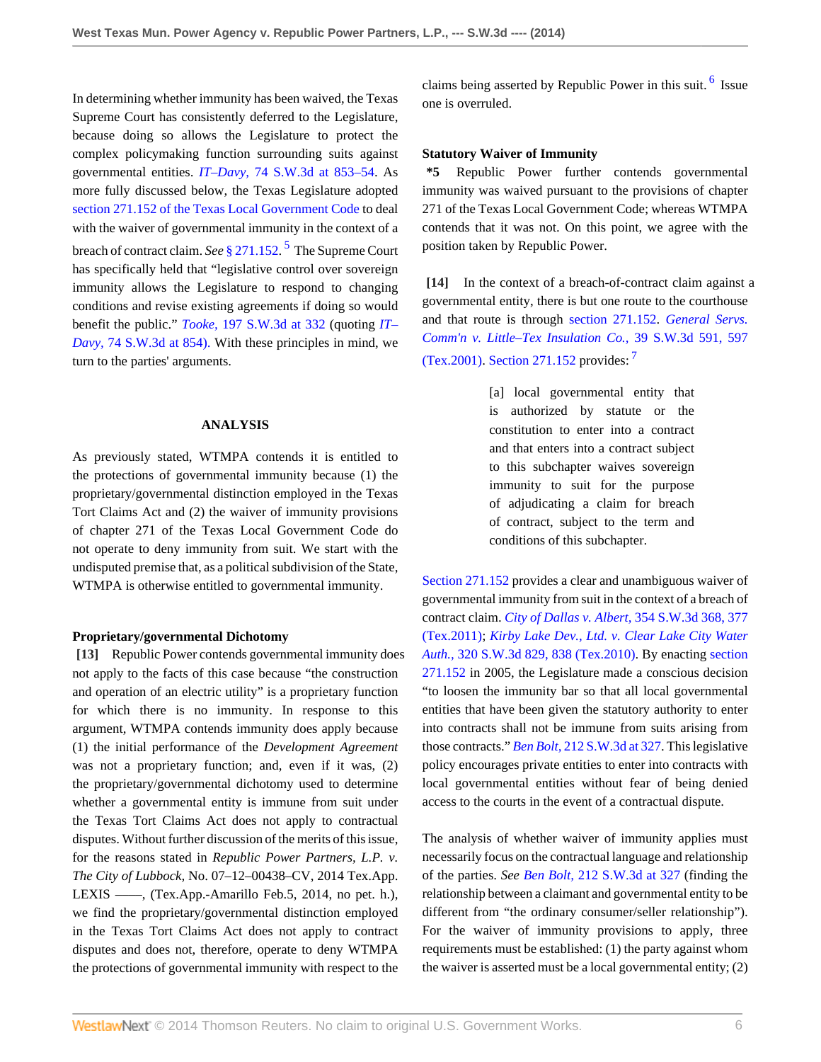In determining whether immunity has been waived, the Texas Supreme Court has consistently deferred to the Legislature, because doing so allows the Legislature to protect the complex policymaking function surrounding suits against governmental entities. *IT–Davy,* 74 S.W.3d at 853–54. As more fully discussed below, the Texas Legislature adopted section 271.152 of the Texas Local Government Code to deal with the waiver of governmental immunity in the context of a breach of contract claim. *See* § 271.152.[5] The Supreme Court has specifically held that "legislative control over sovereign immunity allows the Legislature to respond to changing conditions and revise existing agreements if doing so would benefit the public." *Tooke,* 197 S.W.3d at 332 (quoting *IT–Davy,* 74 S.W.3d at 854). With these principles in mind, we turn to the parties' arguments.

## ANALYSIS

As previously stated, WTMPA contends it is entitled to the protections of governmental immunity because (1) the proprietary/governmental distinction employed in the Texas Tort Claims Act and (2) the waiver of immunity provisions of chapter 271 of the Texas Local Government Code do not operate to deny immunity from suit. We start with the undisputed premise that, as a political subdivision of the State, WTMPA is otherwise entitled to governmental immunity.

### Proprietary/governmental Dichotomy

**[13]** Republic Power contends governmental immunity does not apply to the facts of this case because "the construction and operation of an electric utility" is a proprietary function for which there is no immunity. In response to this argument, WTMPA contends immunity does apply because (1) the initial performance of the *Development Agreement* was not a proprietary function; and, even if it was, (2) the proprietary/governmental dichotomy used to determine whether a governmental entity is immune from suit under the Texas Tort Claims Act does not apply to contractual disputes. Without further discussion of the merits of this issue, for the reasons stated in *Republic Power Partners, L.P. v. The City of Lubbock,* No. 07–12–00438–CV, 2014 Tex.App. LEXIS ——, (Tex.App.-Amarillo Feb.5, 2014, no pet. h.), we find the proprietary/governmental distinction employed in the Texas Tort Claims Act does not apply to contract disputes and does not, therefore, operate to deny WTMPA the protections of governmental immunity with respect to the claims being asserted by Republic Power in this suit.[6] Issue one is overruled.

### Statutory Waiver of Immunity

**\*5** Republic Power further contends governmental immunity was waived pursuant to the provisions of chapter 271 of the Texas Local Government Code; whereas WTMPA contends that it was not. On this point, we agree with the position taken by Republic Power.

**[14]** In the context of a breach-of-contract claim against a governmental entity, there is but one route to the courthouse and that route is through section 271.152. *General Servs. Comm'n v. Little–Tex Insulation Co.,* 39 S.W.3d 591, 597 (Tex.2001). Section 271.152 provides:[7]

> [a] local governmental entity that is authorized by statute or the constitution to enter into a contract and that enters into a contract subject to this subchapter waives sovereign immunity to suit for the purpose of adjudicating a claim for breach of contract, subject to the term and conditions of this subchapter.

Section 271.152 provides a clear and unambiguous waiver of governmental immunity from suit in the context of a breach of contract claim. *City of Dallas v. Albert,* 354 S.W.3d 368, 377 (Tex.2011); *Kirby Lake Dev., Ltd. v. Clear Lake City Water Auth.,* 320 S.W.3d 829, 838 (Tex.2010). By enacting section 271.152 in 2005, the Legislature made a conscious decision "to loosen the immunity bar so that all local governmental entities that have been given the statutory authority to enter into contracts shall not be immune from suits arising from those contracts." *Ben Bolt,* 212 S.W.3d at 327. This legislative policy encourages private entities to enter into contracts with local governmental entities without fear of being denied access to the courts in the event of a contractual dispute.

The analysis of whether waiver of immunity applies must necessarily focus on the contractual language and relationship of the parties. *See Ben Bolt,* 212 S.W.3d at 327 (finding the relationship between a claimant and governmental entity to be different from "the ordinary consumer/seller relationship"). For the waiver of immunity provisions to apply, three requirements must be established: (1) the party against whom the waiver is asserted must be a local governmental entity; (2)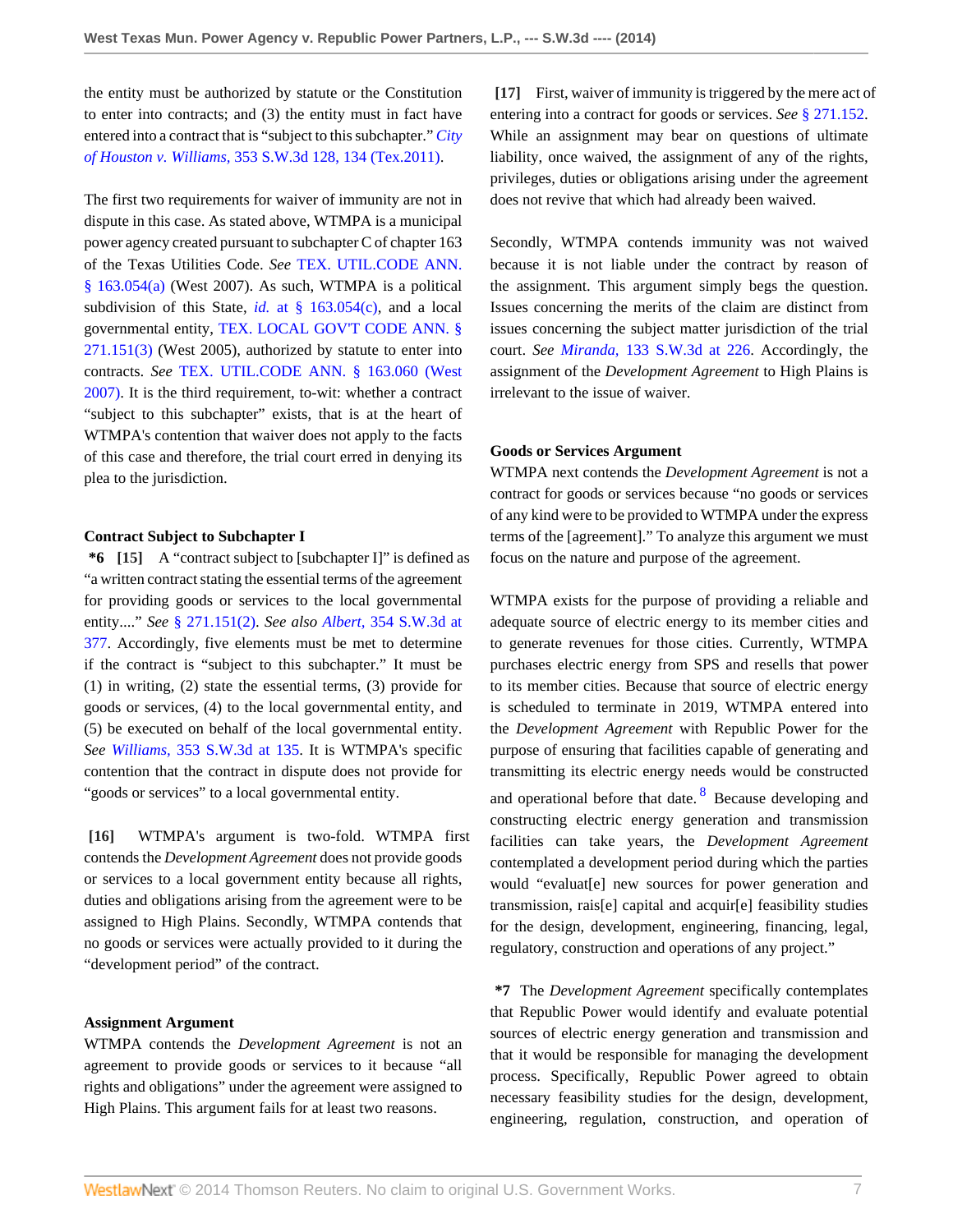the entity must be authorized by statute or the Constitution to enter into contracts; and (3) the entity must in fact have entered into a contract that is "subject to this subchapter." *City of Houston v. Williams,* 353 S.W.3d 128, 134 (Tex.2011).

The first two requirements for waiver of immunity are not in dispute in this case. As stated above, WTMPA is a municipal power agency created pursuant to subchapter C of chapter 163 of the Texas Utilities Code. *See* TEX. UTIL.CODE ANN. § 163.054(a) (West 2007). As such, WTMPA is a political subdivision of this State, *id.* at § 163.054(c), and a local governmental entity, TEX. LOCAL GOV'T CODE ANN. § 271.151(3) (West 2005), authorized by statute to enter into contracts. *See* TEX. UTIL.CODE ANN. § 163.060 (West 2007). It is the third requirement, to-wit: whether a contract "subject to this subchapter" exists, that is at the heart of WTMPA's contention that waiver does not apply to the facts of this case and therefore, the trial court erred in denying its plea to the jurisdiction.

**Contract Subject to Subchapter I**

**\*6 [15]** A "contract subject to [subchapter I]" is defined as "a written contract stating the essential terms of the agreement for providing goods or services to the local governmental entity...." *See* § 271.151(2). *See also Albert,* 354 S.W.3d at 377. Accordingly, five elements must be met to determine if the contract is "subject to this subchapter." It must be (1) in writing, (2) state the essential terms, (3) provide for goods or services, (4) to the local governmental entity, and (5) be executed on behalf of the local governmental entity. *See Williams,* 353 S.W.3d at 135. It is WTMPA's specific contention that the contract in dispute does not provide for "goods or services" to a local governmental entity.

**[16]** WTMPA's argument is two-fold. WTMPA first contends the *Development Agreement* does not provide goods or services to a local government entity because all rights, duties and obligations arising from the agreement were to be assigned to High Plains. Secondly, WTMPA contends that no goods or services were actually provided to it during the "development period" of the contract.

**Assignment Argument**

WTMPA contends the *Development Agreement* is not an agreement to provide goods or services to it because "all rights and obligations" under the agreement were assigned to High Plains. This argument fails for at least two reasons.

**[17]** First, waiver of immunity is triggered by the mere act of entering into a contract for goods or services. *See* § 271.152. While an assignment may bear on questions of ultimate liability, once waived, the assignment of any of the rights, privileges, duties or obligations arising under the agreement does not revive that which had already been waived.

Secondly, WTMPA contends immunity was not waived because it is not liable under the contract by reason of the assignment. This argument simply begs the question. Issues concerning the merits of the claim are distinct from issues concerning the subject matter jurisdiction of the trial court. *See Miranda,* 133 S.W.3d at 226. Accordingly, the assignment of the *Development Agreement* to High Plains is irrelevant to the issue of waiver.

**Goods or Services Argument**

WTMPA next contends the *Development Agreement* is not a contract for goods or services because "no goods or services of any kind were to be provided to WTMPA under the express terms of the [agreement]." To analyze this argument we must focus on the nature and purpose of the agreement.

WTMPA exists for the purpose of providing a reliable and adequate source of electric energy to its member cities and to generate revenues for those cities. Currently, WTMPA purchases electric energy from SPS and resells that power to its member cities. Because that source of electric energy is scheduled to terminate in 2019, WTMPA entered into the *Development Agreement* with Republic Power for the purpose of ensuring that facilities capable of generating and transmitting its electric energy needs would be constructed and operational before that date.[8] Because developing and constructing electric energy generation and transmission facilities can take years, the *Development Agreement* contemplated a development period during which the parties would "evaluat[e] new sources for power generation and transmission, rais[e] capital and acquir[e] feasibility studies for the design, development, engineering, financing, legal, regulatory, construction and operations of any project."

**\*7** The *Development Agreement* specifically contemplates that Republic Power would identify and evaluate potential sources of electric energy generation and transmission and that it would be responsible for managing the development process. Specifically, Republic Power agreed to obtain necessary feasibility studies for the design, development, engineering, regulation, construction, and operation of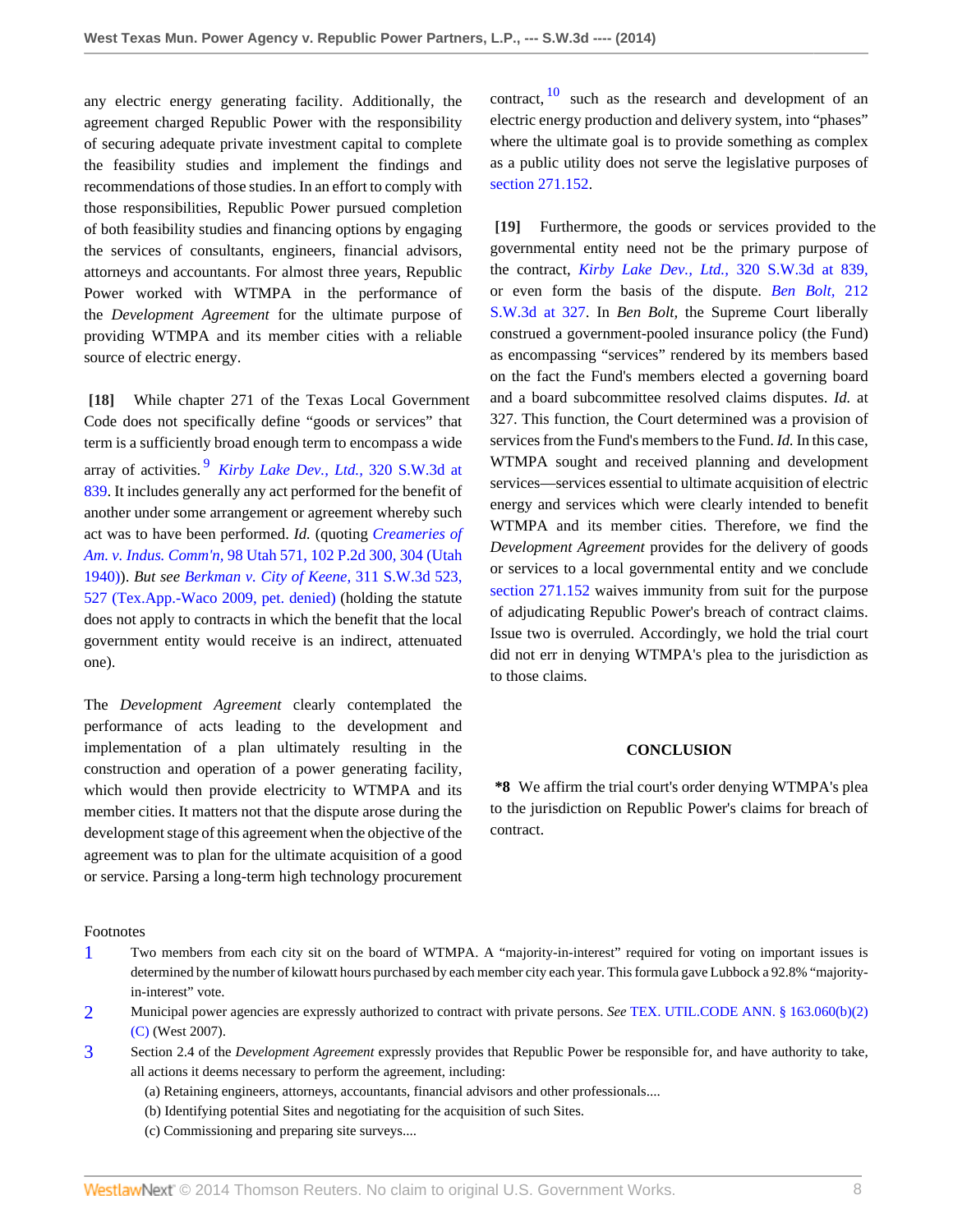any electric energy generating facility. Additionally, the agreement charged Republic Power with the responsibility of securing adequate private investment capital to complete the feasibility studies and implement the findings and recommendations of those studies. In an effort to comply with those responsibilities, Republic Power pursued completion of both feasibility studies and financing options by engaging the services of consultants, engineers, financial advisors, attorneys and accountants. For almost three years, Republic Power worked with WTMPA in the performance of the *Development Agreement* for the ultimate purpose of providing WTMPA and its member cities with a reliable source of electric energy.

**[18]** While chapter 271 of the Texas Local Government Code does not specifically define "goods or services" that term is a sufficiently broad enough term to encompass a wide array of activities.[9] *Kirby Lake Dev., Ltd.,* 320 S.W.3d at 839. It includes generally any act performed for the benefit of another under some arrangement or agreement whereby such act was to have been performed. *Id.* (quoting *Creameries of Am. v. Indus. Comm'n,* 98 Utah 571, 102 P.2d 300, 304 (Utah 1940)). *But see Berkman v. City of Keene,* 311 S.W.3d 523, 527 (Tex.App.-Waco 2009, pet. denied) (holding the statute does not apply to contracts in which the benefit that the local government entity would receive is an indirect, attenuated one).

The *Development Agreement* clearly contemplated the performance of acts leading to the development and implementation of a plan ultimately resulting in the construction and operation of a power generating facility, which would then provide electricity to WTMPA and its member cities. It matters not that the dispute arose during the development stage of this agreement when the objective of the agreement was to plan for the ultimate acquisition of a good or service. Parsing a long-term high technology procurement contract,[10] such as the research and development of an electric energy production and delivery system, into "phases" where the ultimate goal is to provide something as complex as a public utility does not serve the legislative purposes of section 271.152.

**[19]** Furthermore, the goods or services provided to the governmental entity need not be the primary purpose of the contract, *Kirby Lake Dev., Ltd.,* 320 S.W.3d at 839, or even form the basis of the dispute. *Ben Bolt,* 212 S.W.3d at 327. In *Ben Bolt,* the Supreme Court liberally construed a government-pooled insurance policy (the Fund) as encompassing "services" rendered by its members based on the fact the Fund's members elected a governing board and a board subcommittee resolved claims disputes. *Id.* at 327. This function, the Court determined was a provision of services from the Fund's members to the Fund. *Id.* In this case, WTMPA sought and received planning and development services—services essential to ultimate acquisition of electric energy and services which were clearly intended to benefit WTMPA and its member cities. Therefore, we find the *Development Agreement* provides for the delivery of goods or services to a local governmental entity and we conclude section 271.152 waives immunity from suit for the purpose of adjudicating Republic Power's breach of contract claims. Issue two is overruled. Accordingly, we hold the trial court did not err in denying WTMPA's plea to the jurisdiction as to those claims.

## CONCLUSION

**\*8** We affirm the trial court's order denying WTMPA's plea to the jurisdiction on Republic Power's claims for breach of contract.

Footnotes

1. Two members from each city sit on the board of WTMPA. A "majority-in-interest" required for voting on important issues is determined by the number of kilowatt hours purchased by each member city each year. This formula gave Lubbock a 92.8% "majority-in-interest" vote.

2. Municipal power agencies are expressly authorized to contract with private persons. *See* TEX. UTIL.CODE ANN. § 163.060(b)(2)(C) (West 2007).

3. Section 2.4 of the *Development Agreement* expressly provides that Republic Power be responsible for, and have authority to take, all actions it deems necessary to perform the agreement, including:

   (a) Retaining engineers, attorneys, accountants, financial advisors and other professionals....

   (b) Identifying potential Sites and negotiating for the acquisition of such Sites.

   (c) Commissioning and preparing site surveys....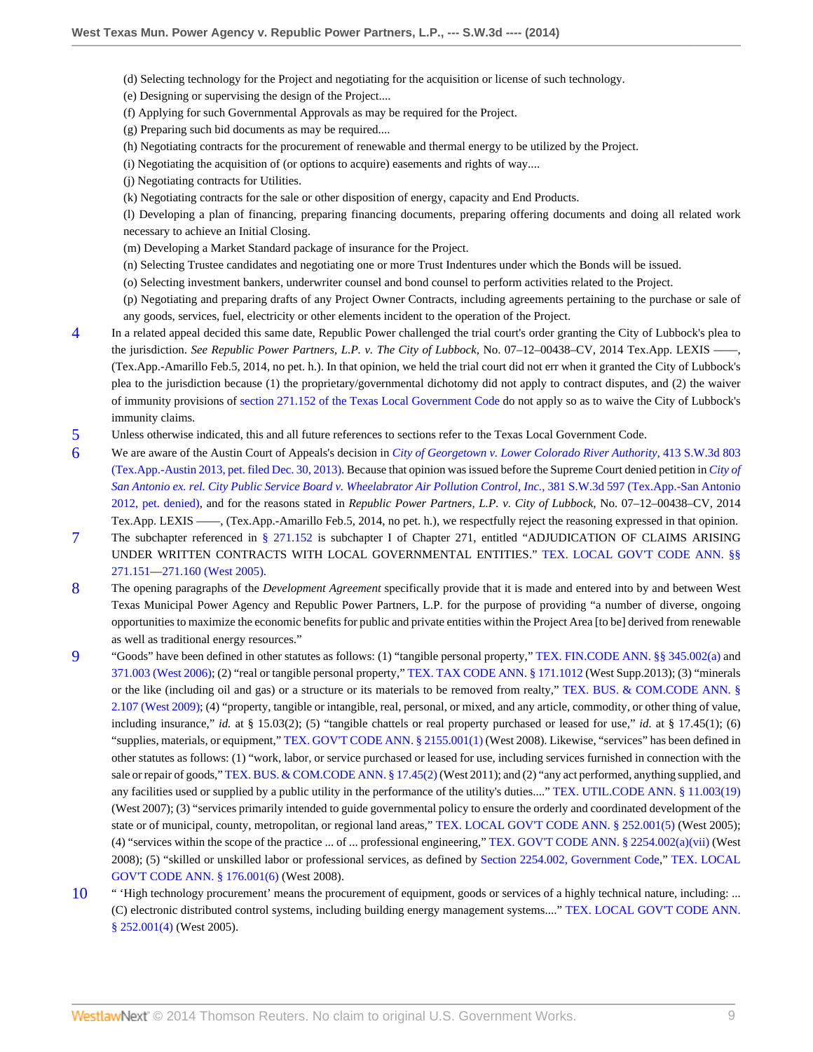(d) Selecting technology for the Project and negotiating for the acquisition or license of such technology.

(e) Designing or supervising the design of the Project....

(f) Applying for such Governmental Approvals as may be required for the Project.

(g) Preparing such bid documents as may be required....

(h) Negotiating contracts for the procurement of renewable and thermal energy to be utilized by the Project.

(i) Negotiating the acquisition of (or options to acquire) easements and rights of way....

(j) Negotiating contracts for Utilities.

(k) Negotiating contracts for the sale or other disposition of energy, capacity and End Products.

(l) Developing a plan of financing, preparing financing documents, preparing offering documents and doing all related work necessary to achieve an Initial Closing.

(m) Developing a Market Standard package of insurance for the Project.

(n) Selecting Trustee candidates and negotiating one or more Trust Indentures under which the Bonds will be issued.

(o) Selecting investment bankers, underwriter counsel and bond counsel to perform activities related to the Project.

(p) Negotiating and preparing drafts of any Project Owner Contracts, including agreements pertaining to the purchase or sale of any goods, services, fuel, electricity or other elements incident to the operation of the Project.

4 In a related appeal decided this same date, Republic Power challenged the trial court's order granting the City of Lubbock's plea to the jurisdiction. *See Republic Power Partners, L.P. v. The City of Lubbock,* No. 07–12–00438–CV, 2014 Tex.App. LEXIS ——, (Tex.App.-Amarillo Feb.5, 2014, no pet. h.). In that opinion, we held the trial court did not err when it granted the City of Lubbock's plea to the jurisdiction because (1) the proprietary/governmental dichotomy did not apply to contract disputes, and (2) the waiver of immunity provisions of section 271.152 of the Texas Local Government Code do not apply so as to waive the City of Lubbock's immunity claims.

5 Unless otherwise indicated, this and all future references to sections refer to the Texas Local Government Code.

6 We are aware of the Austin Court of Appeals's decision in *City of Georgetown v. Lower Colorado River Authority,* 413 S.W.3d 803 (Tex.App.-Austin 2013, pet. filed Dec. 30, 2013). Because that opinion was issued before the Supreme Court denied petition in *City of San Antonio ex. rel. City Public Service Board v. Wheelabrator Air Pollution Control, Inc.,* 381 S.W.3d 597 (Tex.App.-San Antonio 2012, pet. denied), and for the reasons stated in *Republic Power Partners, L.P. v. City of Lubbock,* No. 07–12–00438–CV, 2014 Tex.App. LEXIS ——, (Tex.App.-Amarillo Feb.5, 2014, no pet. h.), we respectfully reject the reasoning expressed in that opinion.

7 The subchapter referenced in § 271.152 is subchapter I of Chapter 271, entitled "ADJUDICATION OF CLAIMS ARISING UNDER WRITTEN CONTRACTS WITH LOCAL GOVERNMENTAL ENTITIES." TEX. LOCAL GOV'T CODE ANN. §§ 271.151—271.160 (West 2005).

8 The opening paragraphs of the *Development Agreement* specifically provide that it is made and entered into by and between West Texas Municipal Power Agency and Republic Power Partners, L.P. for the purpose of providing "a number of diverse, ongoing opportunities to maximize the economic benefits for public and private entities within the Project Area [to be] derived from renewable as well as traditional energy resources."

9 "Goods" have been defined in other statutes as follows: (1) "tangible personal property," TEX. FIN.CODE ANN. §§ 345.002(a) and 371.003 (West 2006); (2) "real or tangible personal property," TEX. TAX CODE ANN. § 171.1012 (West Supp.2013); (3) "minerals or the like (including oil and gas) or a structure or its materials to be removed from realty," TEX. BUS. & COM.CODE ANN. § 2.107 (West 2009); (4) "property, tangible or intangible, real, personal, or mixed, and any article, commodity, or other thing of value, including insurance," *id.* at § 15.03(2); (5) "tangible chattels or real property purchased or leased for use," *id.* at § 17.45(1); (6) "supplies, materials, or equipment," TEX. GOV'T CODE ANN. § 2155.001(1) (West 2008). Likewise, "services" has been defined in other statutes as follows: (1) "work, labor, or service purchased or leased for use, including services furnished in connection with the sale or repair of goods," TEX. BUS. & COM.CODE ANN. § 17.45(2) (West 2011); and (2) "any act performed, anything supplied, and any facilities used or supplied by a public utility in the performance of the utility's duties...." TEX. UTIL.CODE ANN. § 11.003(19) (West 2007); (3) "services primarily intended to guide governmental policy to ensure the orderly and coordinated development of the state or of municipal, county, metropolitan, or regional land areas," TEX. LOCAL GOV'T CODE ANN. § 252.001(5) (West 2005); (4) "services within the scope of the practice ... of ... professional engineering," TEX. GOV'T CODE ANN. § 2254.002(a)(vii) (West 2008); (5) "skilled or unskilled labor or professional services, as defined by Section 2254.002, Government Code," TEX. LOCAL GOV'T CODE ANN. § 176.001(6) (West 2008).

10 " 'High technology procurement' means the procurement of equipment, goods or services of a highly technical nature, including: ... (C) electronic distributed control systems, including building energy management systems...." TEX. LOCAL GOV'T CODE ANN. § 252.001(4) (West 2005).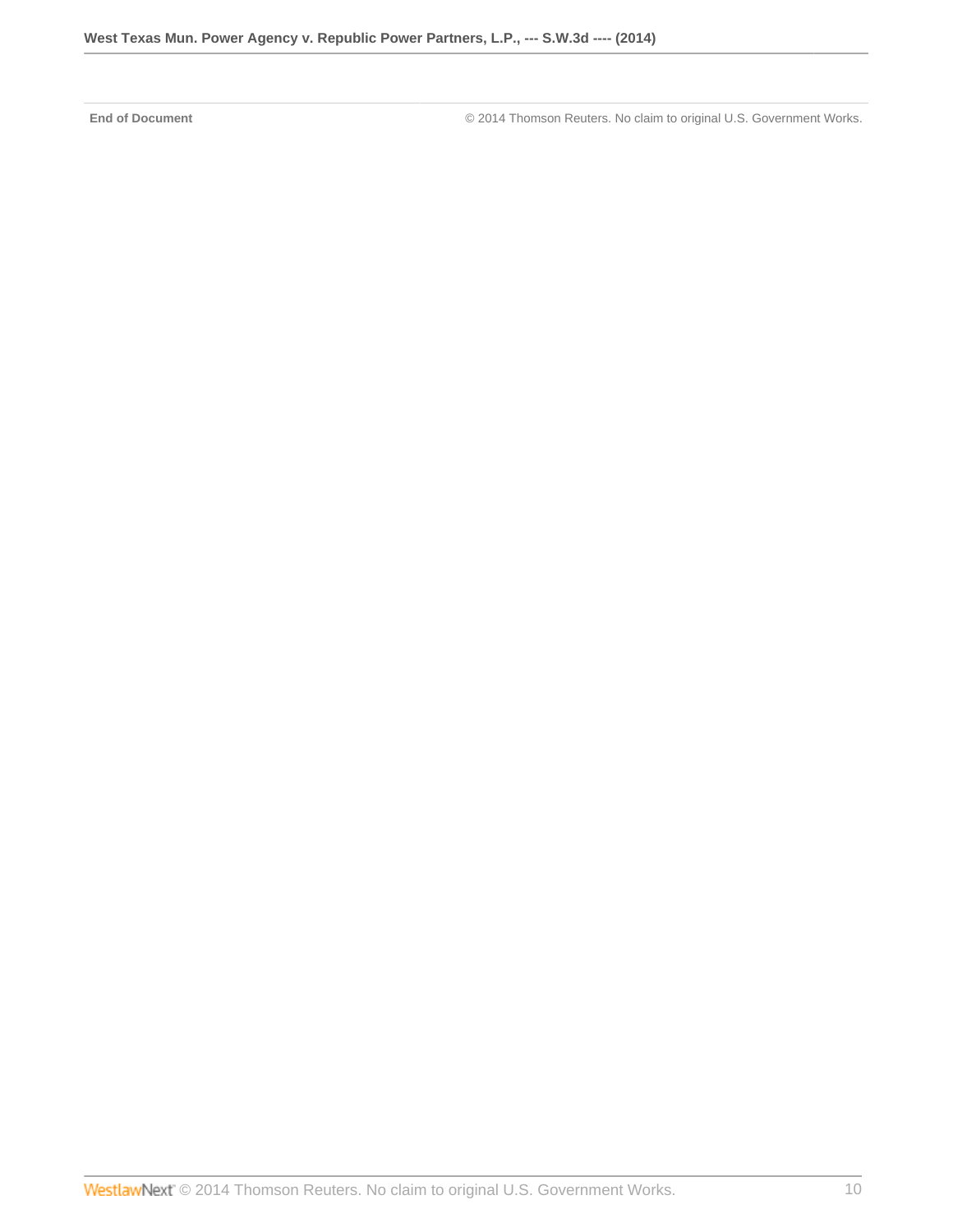**End of Document** © 2014 Thomson Reuters. No claim to original U.S. Government Works.